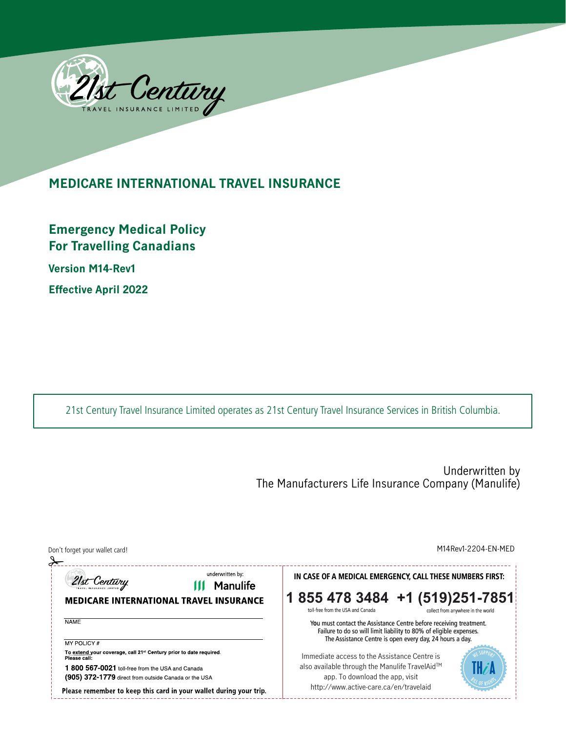21st Century
TRAVEL INSURANCE LIMITED

# MEDICARE INTERNATIONAL TRAVEL INSURANCE

## Emergency Medical Policy For Travelling Canadians

**Version M14-Rev1**

**Effective April 2022**

21st Century Travel Insurance Limited operates as 21st Century Travel Insurance Services in British Columbia.

Underwritten by
The Manufacturers Life Insurance Company (Manulife)

Don't forget your wallet card!

M14Rev1-2204-EN-MED

21st Century
TRAVEL INSURANCE LIMITED

underwritten by:
Manulife

**MEDICARE INTERNATIONAL TRAVEL INSURANCE**

NAME

MY POLICY #

**To extend your coverage, call 21st Century prior to date required. Please call:**

**1 800 567-0021** toll-free from the USA and Canada
**(905) 372-1779** direct from outside Canada or the USA

**Please remember to keep this card in your wallet during your trip.**

**IN CASE OF A MEDICAL EMERGENCY, CALL THESE NUMBERS FIRST:**

**1 855 478 3484** toll-free from the USA and Canada
**+1 (519)251-7851** collect from anywhere in the world

**You must contact the Assistance Centre before receiving treatment. Failure to do so will limit liability to 80% of eligible expenses. The Assistance Centre is open every day, 24 hours a day.**

Immediate access to the Assistance Centre is also available through the Manulife TravelAid™ app. To download the app, visit http://www.active-care.ca/en/travelaid

WE SUPPORT THiA BILL OF RIGHTS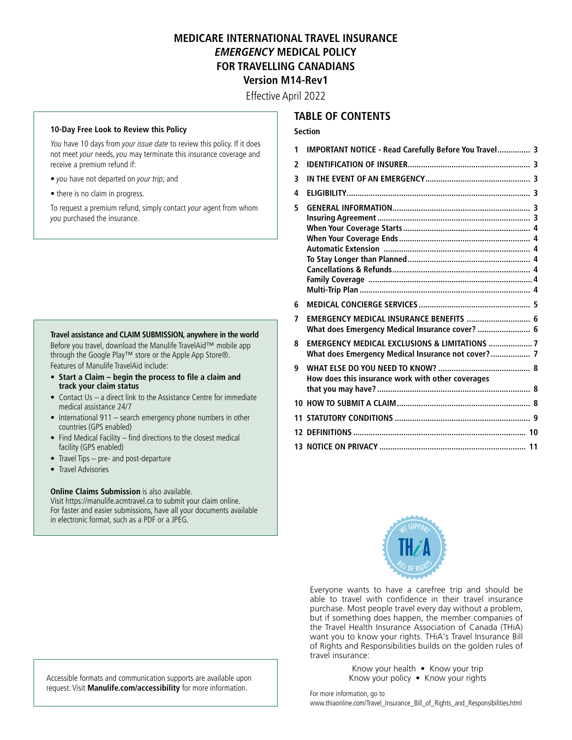# MEDICARE INTERNATIONAL TRAVEL INSURANCE
# *EMERGENCY* MEDICAL POLICY
# FOR TRAVELLING CANADIANS
## Version M14-Rev1

Effective April 2022

**10-Day Free Look to Review this Policy**

*You* have 10 days from *your issue date* to review this policy. If it does not meet *your* needs, *you* may terminate this insurance coverage and receive a premium refund if:

- *you* have not departed on *your trip*; and
- there is no claim in progress.

To request a premium refund, simply contact *your* agent from whom *you* purchased the insurance.

**Travel assistance and CLAIM SUBMISSION, anywhere in the world**

Before you travel, download the Manulife TravelAid™ mobile app through the Google Play™ store or the Apple App Store®. Features of Manulife TravelAid include:

- **Start a Claim – begin the process to file a claim and track your claim status**
- Contact Us – a direct link to the Assistance Centre for immediate medical assistance 24/7
- International 911 – search emergency phone numbers in other countries (GPS enabled)
- Find Medical Facility – find directions to the closest medical facility (GPS enabled)
- Travel Tips – pre- and post-departure
- Travel Advisories

**Online Claims Submission** is also available.
Visit https://manulife.acmtravel.ca to submit your claim online.
For faster and easier submissions, have all your documents available in electronic format, such as a PDF or a JPEG.

Accessible formats and communication supports are available upon request. Visit **Manulife.com/accessibility** for more information.

## TABLE OF CONTENTS

| Section | | |
|---|---|---|
| 1 | **IMPORTANT NOTICE - Read Carefully Before You Travel** | 3 |
| 2 | **IDENTIFICATION OF INSURER** | 3 |
| 3 | **IN THE EVENT OF AN EMERGENCY** | 3 |
| 4 | **ELIGIBILITY** | 3 |
| 5 | **GENERAL INFORMATION** | 3 |
| | **Insuring Agreement** | 3 |
| | **When Your Coverage Starts** | 4 |
| | **When Your Coverage Ends** | 4 |
| | **Automatic Extension** | 4 |
| | **To Stay Longer than Planned** | 4 |
| | **Cancellations & Refunds** | 4 |
| | **Family Coverage** | 4 |
| | **Multi-Trip Plan** | 4 |
| 6 | **MEDICAL CONCIERGE SERVICES** | 5 |
| 7 | **EMERGENCY MEDICAL INSURANCE BENEFITS** | 6 |
| | **What does Emergency Medical Insurance cover?** | 6 |
| 8 | **EMERGENCY MEDICAL EXCLUSIONS & LIMITATIONS** | 7 |
| | **What does Emergency Medical Insurance not cover?** | 7 |
| 9 | **WHAT ELSE DO YOU NEED TO KNOW?** | 8 |
| | **How does this insurance work with other coverages that you may have?** | 8 |
| 10 | **HOW TO SUBMIT A CLAIM** | 8 |
| 11 | **STATUTORY CONDITIONS** | 9 |
| 12 | **DEFINITIONS** | 10 |
| 13 | **NOTICE ON PRIVACY** | 11 |

WE SUPPORT THiA BILL OF RIGHTS

Everyone wants to have a carefree trip and should be able to travel with confidence in their travel insurance purchase. Most people travel every day without a problem, but if something does happen, the member companies of the Travel Health Insurance Association of Canada (THiA) want you to know your rights. THiA's Travel Insurance Bill of Rights and Responsibilities builds on the golden rules of travel insurance:

Know your health • Know your trip
Know your policy • Know your rights

For more information, go to
www.thiaonline.com/Travel_Insurance_Bill_of_Rights_and_Responsibilities.html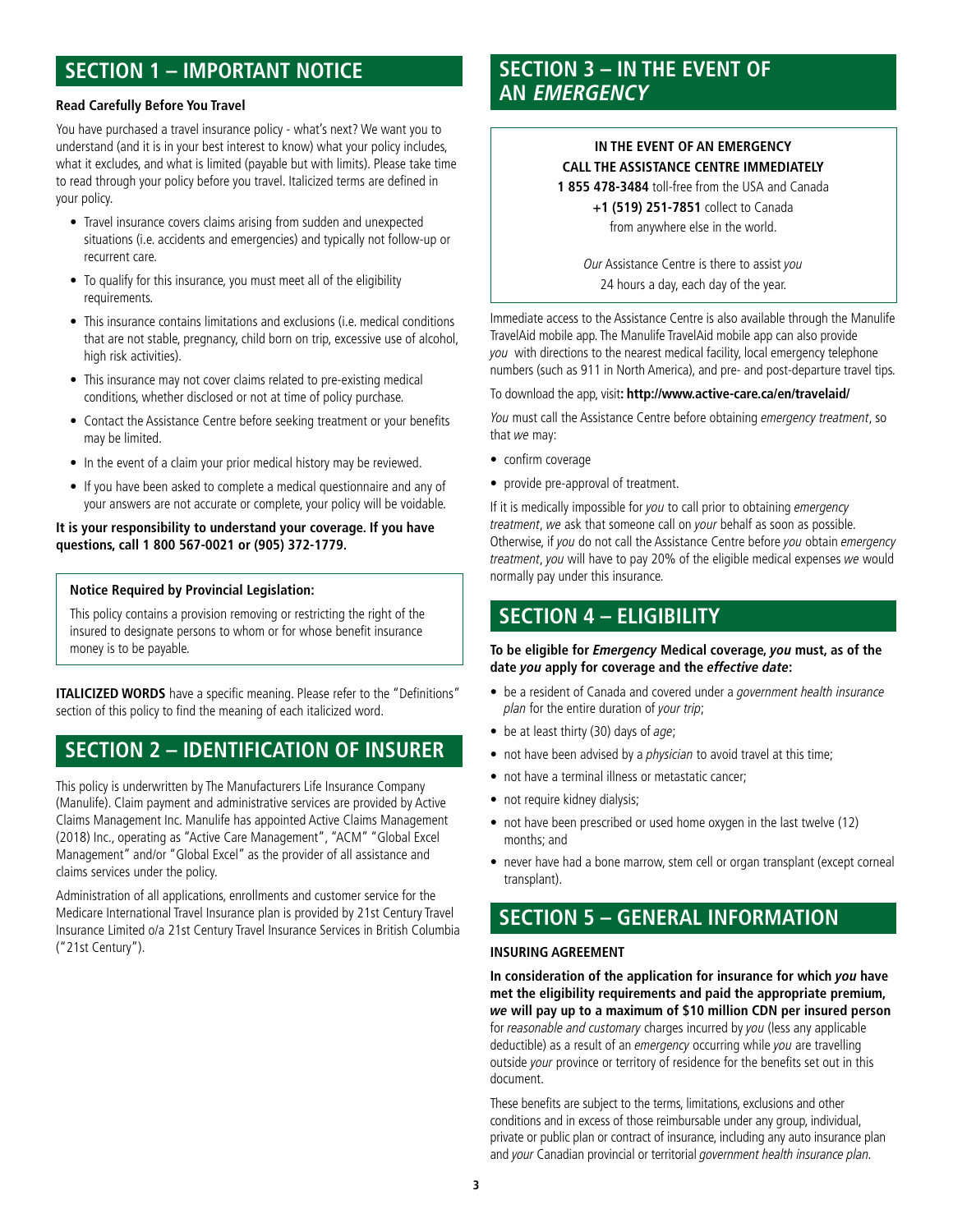## SECTION 1 – IMPORTANT NOTICE

**Read Carefully Before You Travel**

You have purchased a travel insurance policy - what's next? We want you to understand (and it is in your best interest to know) what your policy includes, what it excludes, and what is limited (payable but with limits). Please take time to read through your policy before you travel. Italicized terms are defined in your policy.

- Travel insurance covers claims arising from sudden and unexpected situations (i.e. accidents and emergencies) and typically not follow-up or recurrent care.
- To qualify for this insurance, you must meet all of the eligibility requirements.
- This insurance contains limitations and exclusions (i.e. medical conditions that are not stable, pregnancy, child born on trip, excessive use of alcohol, high risk activities).
- This insurance may not cover claims related to pre-existing medical conditions, whether disclosed or not at time of policy purchase.
- Contact the Assistance Centre before seeking treatment or your benefits may be limited.
- In the event of a claim your prior medical history may be reviewed.
- If you have been asked to complete a medical questionnaire and any of your answers are not accurate or complete, your policy will be voidable.

**It is your responsibility to understand your coverage. If you have questions, call 1 800 567-0021 or (905) 372-1779.**

**Notice Required by Provincial Legislation:**

This policy contains a provision removing or restricting the right of the insured to designate persons to whom or for whose benefit insurance money is to be payable.

**ITALICIZED WORDS** have a specific meaning. Please refer to the "Definitions" section of this policy to find the meaning of each italicized word.

## SECTION 2 – IDENTIFICATION OF INSURER

This policy is underwritten by The Manufacturers Life Insurance Company (Manulife). Claim payment and administrative services are provided by Active Claims Management Inc. Manulife has appointed Active Claims Management (2018) Inc., operating as "Active Care Management", "ACM" "Global Excel Management" and/or "Global Excel" as the provider of all assistance and claims services under the policy.

Administration of all applications, enrollments and customer service for the Medicare International Travel Insurance plan is provided by 21st Century Travel Insurance Limited o/a 21st Century Travel Insurance Services in British Columbia ("21st Century").

## SECTION 3 – IN THE EVENT OF AN *EMERGENCY*

**IN THE EVENT OF AN EMERGENCY**
**CALL THE ASSISTANCE CENTRE IMMEDIATELY**
**1 855 478-3484** toll-free from the USA and Canada
**+1 (519) 251-7851** collect to Canada
from anywhere else in the world.

*Our* Assistance Centre is there to assist *you*
24 hours a day, each day of the year.

Immediate access to the Assistance Centre is also available through the Manulife TravelAid mobile app. The Manulife TravelAid mobile app can also provide *you* with directions to the nearest medical facility, local emergency telephone numbers (such as 911 in North America), and pre- and post-departure travel tips.

To download the app, visit**: http://www.active-care.ca/en/travelaid/**

*You* must call the Assistance Centre before obtaining *emergency treatment*, so that *we* may:

- confirm coverage
- provide pre-approval of treatment.

If it is medically impossible for *you* to call prior to obtaining *emergency treatment*, *we* ask that someone call on *your* behalf as soon as possible. Otherwise, if *you* do not call the Assistance Centre before *you* obtain *emergency treatment*, *you* will have to pay 20% of the eligible medical expenses *we* would normally pay under this insurance.

## SECTION 4 – ELIGIBILITY

**To be eligible for *Emergency* Medical coverage, *you* must, as of the date *you* apply for coverage and the *effective date*:**

- be a resident of Canada and covered under a *government health insurance plan* for the entire duration of *your trip*;
- be at least thirty (30) days of *age*;
- not have been advised by a *physician* to avoid travel at this time;
- not have a terminal illness or metastatic cancer;
- not require kidney dialysis;
- not have been prescribed or used home oxygen in the last twelve (12) months; and
- never have had a bone marrow, stem cell or organ transplant (except corneal transplant).

## SECTION 5 – GENERAL INFORMATION

**INSURING AGREEMENT**

**In consideration of the application for insurance for which *you* have met the eligibility requirements and paid the appropriate premium, *we* will pay up to a maximum of $10 million CDN per insured person** for *reasonable and customary* charges incurred by *you* (less any applicable deductible) as a result of an *emergency* occurring while *you* are travelling outside *your* province or territory of residence for the benefits set out in this document.

These benefits are subject to the terms, limitations, exclusions and other conditions and in excess of those reimbursable under any group, individual, private or public plan or contract of insurance, including any auto insurance plan and *your* Canadian provincial or territorial *government health insurance plan*.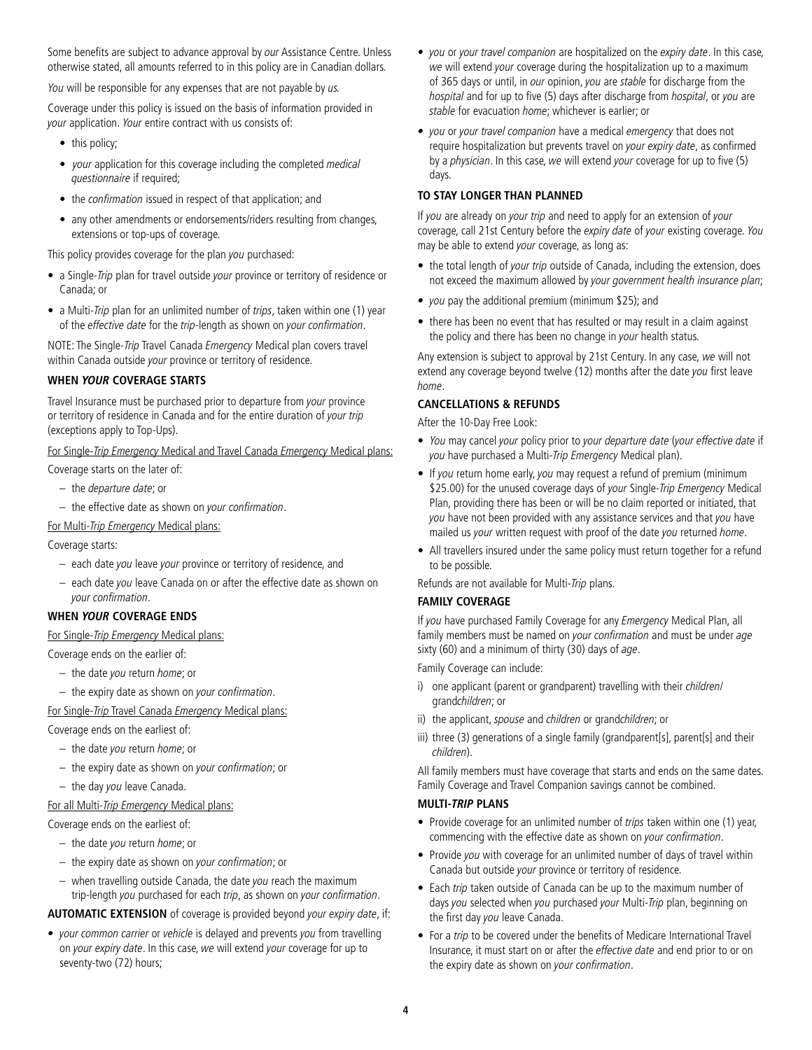Some benefits are subject to advance approval by *our* Assistance Centre. Unless otherwise stated, all amounts referred to in this policy are in Canadian dollars.

*You* will be responsible for any expenses that are not payable by *us*.

Coverage under this policy is issued on the basis of information provided in *your* application. *Your* entire contract with us consists of:

- this policy;
- *your* application for this coverage including the completed *medical questionnaire* if required;
- the *confirmation* issued in respect of that application; and
- any other amendments or endorsements/riders resulting from changes, extensions or top-ups of coverage.

This policy provides coverage for the plan *you* purchased:

- a Single-*Trip* plan for travel outside *your* province or territory of residence or Canada; or
- a Multi-*Trip* plan for an unlimited number of *trips*, taken within one (1) year of the *effective date* for the *trip*-length as shown on *your confirmation*.

NOTE: The Single-*Trip* Travel Canada *Emergency* Medical plan covers travel within Canada outside *your* province or territory of residence.

### WHEN *YOUR* COVERAGE STARTS

Travel Insurance must be purchased prior to departure from *your* province or territory of residence in Canada and for the entire duration of *your trip* (exceptions apply to Top-Ups).

For Single-*Trip Emergency* Medical and Travel Canada *Emergency* Medical plans:

Coverage starts on the later of:

- the *departure date*; or
- the effective date as shown on *your confirmation*.

For Multi-*Trip Emergency* Medical plans:

Coverage starts:

- each date *you* leave *your* province or territory of residence, and
- each date *you* leave Canada on or after the effective date as shown on *your confirmation*.

### WHEN *YOUR* COVERAGE ENDS

For Single-*Trip Emergency* Medical plans:

Coverage ends on the earlier of:

- the date *you* return *home*; or
- the expiry date as shown on *your confirmation*.

For Single-*Trip* Travel Canada *Emergency* Medical plans:

Coverage ends on the earliest of:

- the date *you* return *home*; or
- the expiry date as shown on *your confirmation*; or
- the day *you* leave Canada.

For all Multi-*Trip Emergency* Medical plans:

Coverage ends on the earliest of:

- the date *you* return *home*; or
- the expiry date as shown on *your confirmation*; or
- when travelling outside Canada, the date *you* reach the maximum trip-length *you* purchased for each *trip*, as shown on *your confirmation*.

**AUTOMATIC EXTENSION** of coverage is provided beyond *your expiry date*, if:

- *your common carrier* or *vehicle* is delayed and prevents *you* from travelling on *your expiry date*. In this case, *we* will extend *your* coverage for up to seventy-two (72) hours;
- *you* or *your travel companion* are hospitalized on the *expiry date*. In this case, *we* will extend *your* coverage during the hospitalization up to a maximum of 365 days or until, in *our* opinion, *you* are *stable* for discharge from the *hospital* and for up to five (5) days after discharge from *hospital*, or *you* are *stable* for evacuation *home*; whichever is earlier; or
- *you* or *your travel companion* have a medical *emergency* that does not require hospitalization but prevents travel on *your expiry date*, as confirmed by a *physician*. In this case, *we* will extend *your* coverage for up to five (5) days.

### TO STAY LONGER THAN PLANNED

If *you* are already on *your trip* and need to apply for an extension of *your* coverage, call 21st Century before the *expiry date* of *your* existing coverage. *You* may be able to extend *your* coverage, as long as:

- the total length of *your trip* outside of Canada, including the extension, does not exceed the maximum allowed by *your government health insurance plan*;
- *you* pay the additional premium (minimum $25); and
- there has been no event that has resulted or may result in a claim against the policy and there has been no change in *your* health status.

Any extension is subject to approval by 21st Century. In any case, *we* will not extend any coverage beyond twelve (12) months after the date *you* first leave *home*.

### CANCELLATIONS & REFUNDS

After the 10-Day Free Look:

- *You* may cancel *your* policy prior to *your departure date* (*your effective date* if *you* have purchased a Multi-*Trip Emergency* Medical plan).
- If *you* return home early, *you* may request a refund of premium (minimum $25.00) for the unused coverage days of *your* Single-*Trip Emergency* Medical Plan, providing there has been or will be no claim reported or initiated, that *you* have not been provided with any assistance services and that *you* have mailed us *your* written request with proof of the date *you* returned *home*.
- All travellers insured under the same policy must return together for a refund to be possible.

Refunds are not available for Multi-*Trip* plans.

### FAMILY COVERAGE

If *you* have purchased Family Coverage for any *Emergency* Medical Plan, all family members must be named on *your confirmation* and must be under *age* sixty (60) and a minimum of thirty (30) days of *age*.

Family Coverage can include:

i) one applicant (parent or grandparent) travelling with their *children*/grand*children*; or

ii) the applicant, *spouse* and *children* or grand*children*; or

iii) three (3) generations of a single family (grandparent[s], parent[s] and their *children*).

All family members must have coverage that starts and ends on the same dates. Family Coverage and Travel Companion savings cannot be combined.

### MULTI-*TRIP* PLANS

- Provide coverage for an unlimited number of *trips* taken within one (1) year, commencing with the effective date as shown on *your confirmation*.
- Provide *you* with coverage for an unlimited number of days of travel within Canada but outside *your* province or territory of residence.
- Each *trip* taken outside of Canada can be up to the maximum number of days *you* selected when *you* purchased *your* Multi-*Trip* plan, beginning on the first day *you* leave Canada.
- For a *trip* to be covered under the benefits of Medicare International Travel Insurance, it must start on or after the *effective date* and end prior to or on the expiry date as shown on *your confirmation*.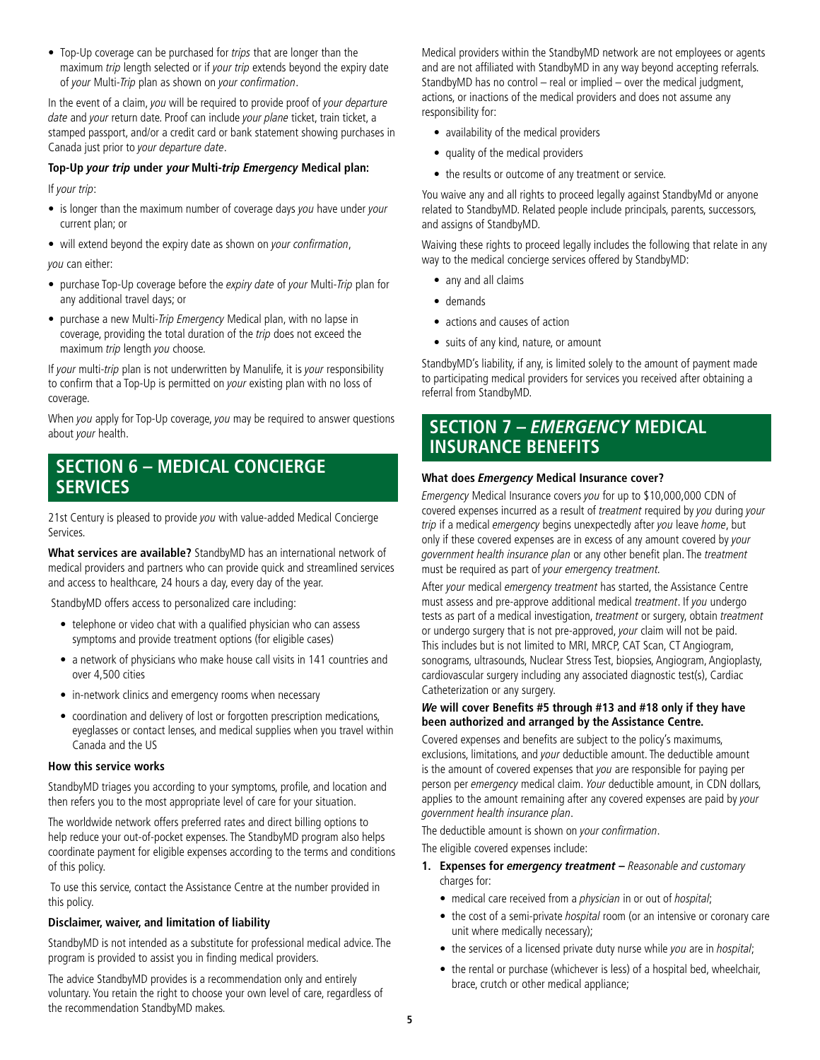- Top-Up coverage can be purchased for *trips* that are longer than the maximum *trip* length selected or if *your trip* extends beyond the expiry date of *your* Multi-*Trip* plan as shown on *your confirmation*.

In the event of a claim, *you* will be required to provide proof of *your departure date* and *your* return date. Proof can include *your plane* ticket, train ticket, a stamped passport, and/or a credit card or bank statement showing purchases in Canada just prior to *your departure date*.

**Top-Up *your trip* under *your* Multi-*trip Emergency* Medical plan:**

If *your trip*:

- is longer than the maximum number of coverage days *you* have under *your* current plan; or
- will extend beyond the expiry date as shown on *your confirmation*,

*you* can either:

- purchase Top-Up coverage before the *expiry date* of *your* Multi-*Trip* plan for any additional travel days; or
- purchase a new Multi-*Trip Emergency* Medical plan, with no lapse in coverage, providing the total duration of the *trip* does not exceed the maximum *trip* length *you* choose.

If *your* multi-*trip* plan is not underwritten by Manulife, it is *your* responsibility to confirm that a Top-Up is permitted on *your* existing plan with no loss of coverage.

When *you* apply for Top-Up coverage, *you* may be required to answer questions about *your* health.

## SECTION 6 – MEDICAL CONCIERGE SERVICES

21st Century is pleased to provide *you* with value-added Medical Concierge Services.

**What services are available?** StandbyMD has an international network of medical providers and partners who can provide quick and streamlined services and access to healthcare, 24 hours a day, every day of the year.

StandbyMD offers access to personalized care including:

- telephone or video chat with a qualified physician who can assess symptoms and provide treatment options (for eligible cases)
- a network of physicians who make house call visits in 141 countries and over 4,500 cities
- in-network clinics and emergency rooms when necessary
- coordination and delivery of lost or forgotten prescription medications, eyeglasses or contact lenses, and medical supplies when you travel within Canada and the US

**How this service works**

StandbyMD triages you according to your symptoms, profile, and location and then refers you to the most appropriate level of care for your situation.

The worldwide network offers preferred rates and direct billing options to help reduce your out-of-pocket expenses. The StandbyMD program also helps coordinate payment for eligible expenses according to the terms and conditions of this policy.

To use this service, contact the Assistance Centre at the number provided in this policy.

**Disclaimer, waiver, and limitation of liability**

StandbyMD is not intended as a substitute for professional medical advice. The program is provided to assist you in finding medical providers.

The advice StandbyMD provides is a recommendation only and entirely voluntary. You retain the right to choose your own level of care, regardless of the recommendation StandbyMD makes.

Medical providers within the StandbyMD network are not employees or agents and are not affiliated with StandbyMD in any way beyond accepting referrals. StandbyMD has no control – real or implied – over the medical judgment, actions, or inactions of the medical providers and does not assume any responsibility for:

- availability of the medical providers
- quality of the medical providers
- the results or outcome of any treatment or service.

You waive any and all rights to proceed legally against StandbyMd or anyone related to StandbyMD. Related people include principals, parents, successors, and assigns of StandbyMD.

Waiving these rights to proceed legally includes the following that relate in any way to the medical concierge services offered by StandbyMD:

- any and all claims
- demands
- actions and causes of action
- suits of any kind, nature, or amount

StandbyMD's liability, if any, is limited solely to the amount of payment made to participating medical providers for services you received after obtaining a referral from StandbyMD.

## SECTION 7 – *EMERGENCY* MEDICAL INSURANCE BENEFITS

**What does *Emergency* Medical Insurance cover?**

*Emergency* Medical Insurance covers *you* for up to $10,000,000 CDN of covered expenses incurred as a result of *treatment* required by *you* during *your trip* if a medical *emergency* begins unexpectedly after *you* leave *home*, but only if these covered expenses are in excess of any amount covered by *your government health insurance plan* or any other benefit plan. The *treatment* must be required as part of *your emergency treatment.*

After *your* medical *emergency treatment* has started, the Assistance Centre must assess and pre-approve additional medical *treatment*. If *you* undergo tests as part of a medical investigation, *treatment* or surgery, obtain *treatment* or undergo surgery that is not pre-approved, *your* claim will not be paid. This includes but is not limited to MRI, MRCP, CAT Scan, CT Angiogram, sonograms, ultrasounds, Nuclear Stress Test, biopsies, Angiogram, Angioplasty, cardiovascular surgery including any associated diagnostic test(s), Cardiac Catheterization or any surgery.

***We* will cover Benefits #5 through #13 and #18 only if they have been authorized and arranged by the Assistance Centre.**

Covered expenses and benefits are subject to the policy's maximums, exclusions, limitations, and *your* deductible amount. The deductible amount is the amount of covered expenses that *you* are responsible for paying per person per *emergency* medical claim. *Your* deductible amount, in CDN dollars, applies to the amount remaining after any covered expenses are paid by *your government health insurance plan*.

The deductible amount is shown on *your confirmation*.

The eligible covered expenses include:

1. **Expenses for *emergency treatment* –** *Reasonable and customary* charges for:
   - medical care received from a *physician* in or out of *hospital*;
   - the cost of a semi-private *hospital* room (or an intensive or coronary care unit where medically necessary);
   - the services of a licensed private duty nurse while *you* are in *hospital*;
   - the rental or purchase (whichever is less) of a hospital bed, wheelchair, brace, crutch or other medical appliance;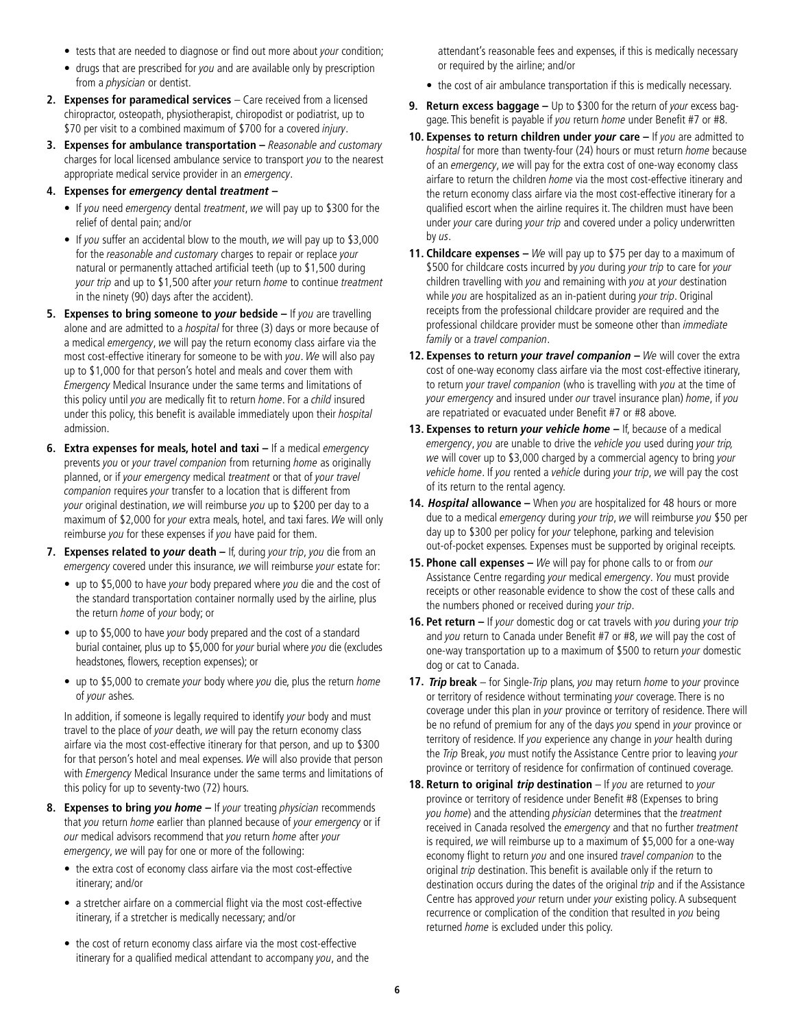- tests that are needed to diagnose or find out more about *your* condition;
- drugs that are prescribed for *you* and are available only by prescription from a *physician* or dentist.

**2. Expenses for paramedical services** – Care received from a licensed chiropractor, osteopath, physiotherapist, chiropodist or podiatrist, up to $70 per visit to a combined maximum of $700 for a covered *injury*.

**3. Expenses for ambulance transportation –** *Reasonable and customary* charges for local licensed ambulance service to transport *you* to the nearest appropriate medical service provider in an *emergency*.

**4. Expenses for *emergency* dental *treatment* –**

- If *you* need *emergency* dental *treatment*, *we* will pay up to $300 for the relief of dental pain; and/or
- If *you* suffer an accidental blow to the mouth, *we* will pay up to $3,000 for the *reasonable and customary* charges to repair or replace *your* natural or permanently attached artificial teeth (up to $1,500 during *your trip* and up to $1,500 after *your* return *home* to continue *treatment* in the ninety (90) days after the accident).

**5. Expenses to bring someone to *your* bedside –** If *you* are travelling alone and are admitted to a *hospital* for three (3) days or more because of a medical *emergency*, *we* will pay the return economy class airfare via the most cost-effective itinerary for someone to be with *you*. *We* will also pay up to $1,000 for that person's hotel and meals and cover them with *Emergency* Medical Insurance under the same terms and limitations of this policy until *you* are medically fit to return *home*. For a *child* insured under this policy, this benefit is available immediately upon their *hospital* admission.

**6. Extra expenses for meals, hotel and taxi –** If a medical *emergency* prevents *you* or *your travel companion* from returning *home* as originally planned, or if *your emergency* medical *treatment* or that of *your travel companion* requires *your* transfer to a location that is different from *your* original destination, *we* will reimburse *you* up to $200 per day to a maximum of $2,000 for *your* extra meals, hotel, and taxi fares. *We* will only reimburse *you* for these expenses if *you* have paid for them.

**7. Expenses related to *your* death –** If, during *your trip*, *you* die from an *emergency* covered under this insurance, *we* will reimburse *your* estate for:

- up to $5,000 to have *your* body prepared where *you* die and the cost of the standard transportation container normally used by the airline, plus the return *home* of *your* body; or
- up to $5,000 to have *your* body prepared and the cost of a standard burial container, plus up to $5,000 for *your* burial where *you* die (excludes headstones, flowers, reception expenses); or
- up to $5,000 to cremate *your* body where *you* die, plus the return *home* of *your* ashes.

In addition, if someone is legally required to identify *your* body and must travel to the place of *your* death, *we* will pay the return economy class airfare via the most cost-effective itinerary for that person, and up to $300 for that person's hotel and meal expenses. *We* will also provide that person with *Emergency* Medical Insurance under the same terms and limitations of this policy for up to seventy-two (72) hours.

**8. Expenses to bring *you home* –** If *your* treating *physician* recommends that *you* return *home* earlier than planned because of *your emergency* or if *our* medical advisors recommend that *you* return *home* after *your emergency*, *we* will pay for one or more of the following:

- the extra cost of economy class airfare via the most cost-effective itinerary; and/or
- a stretcher airfare on a commercial flight via the most cost-effective itinerary, if a stretcher is medically necessary; and/or
- the cost of return economy class airfare via the most cost-effective itinerary for a qualified medical attendant to accompany *you*, and the attendant's reasonable fees and expenses, if this is medically necessary or required by the airline; and/or
- the cost of air ambulance transportation if this is medically necessary.

**9. Return excess baggage –** Up to $300 for the return of *your* excess baggage. This benefit is payable if *you* return *home* under Benefit #7 or #8.

**10. Expenses to return children under *your* care –** If *you* are admitted to *hospital* for more than twenty-four (24) hours or must return *home* because of an *emergency*, *we* will pay for the extra cost of one-way economy class airfare to return the children *home* via the most cost-effective itinerary and the return economy class airfare via the most cost-effective itinerary for a qualified escort when the airline requires it. The children must have been under *your* care during *your trip* and covered under a policy underwritten by *us*.

**11. Childcare expenses –** *We* will pay up to $75 per day to a maximum of $500 for childcare costs incurred by *you* during *your trip* to care for *your* children travelling with *you* and remaining with *you* at *your* destination while *you* are hospitalized as an in-patient during *your trip*. Original receipts from the professional childcare provider are required and the professional childcare provider must be someone other than *immediate family* or a *travel companion*.

**12. Expenses to return *your travel companion* –** *We* will cover the extra cost of one-way economy class airfare via the most cost-effective itinerary, to return *your travel companion* (who is travelling with *you* at the time of *your emergency* and insured under *our* travel insurance plan) *home*, if *you* are repatriated or evacuated under Benefit #7 or #8 above.

**13. Expenses to return *your vehicle home* –** If, because of a medical *emergency*, *you* are unable to drive the *vehicle you* used during *your trip*, *we* will cover up to $3,000 charged by a commercial agency to bring *your vehicle home*. If *you* rented a *vehicle* during *your trip*, *we* will pay the cost of its return to the rental agency.

**14. *Hospital* allowance –** When *you* are hospitalized for 48 hours or more due to a medical *emergency* during *your trip*, *we* will reimburse *you* $50 per day up to $300 per policy for *your* telephone, parking and television out-of-pocket expenses. Expenses must be supported by original receipts.

**15. Phone call expenses –** *We* will pay for phone calls to or from *our* Assistance Centre regarding *your* medical *emergency*. *You* must provide receipts or other reasonable evidence to show the cost of these calls and the numbers phoned or received during *your trip*.

**16. Pet return –** If *your* domestic dog or cat travels with *you* during *your trip* and *you* return to Canada under Benefit #7 or #8, *we* will pay the cost of one-way transportation up to a maximum of $500 to return *your* domestic dog or cat to Canada.

**17. *Trip* break** – for Single-*Trip* plans, *you* may return *home* to *your* province or territory of residence without terminating *your* coverage. There is no coverage under this plan in *your* province or territory of residence. There will be no refund of premium for any of the days *you* spend in *your* province or territory of residence. If *you* experience any change in *your* health during the *Trip* Break, *you* must notify the Assistance Centre prior to leaving *your* province or territory of residence for confirmation of continued coverage.

**18. Return to original *trip* destination** – If *you* are returned to *your* province or territory of residence under Benefit #8 (Expenses to bring *you home*) and the attending *physician* determines that the *treatment* received in Canada resolved the *emergency* and that no further *treatment* is required, *we* will reimburse up to a maximum of $5,000 for a one-way economy flight to return *you* and one insured *travel companion* to the original *trip* destination. This benefit is available only if the return to destination occurs during the dates of the original *trip* and if the Assistance Centre has approved *your* return under *your* existing policy. A subsequent recurrence or complication of the condition that resulted in *you* being returned *home* is excluded under this policy.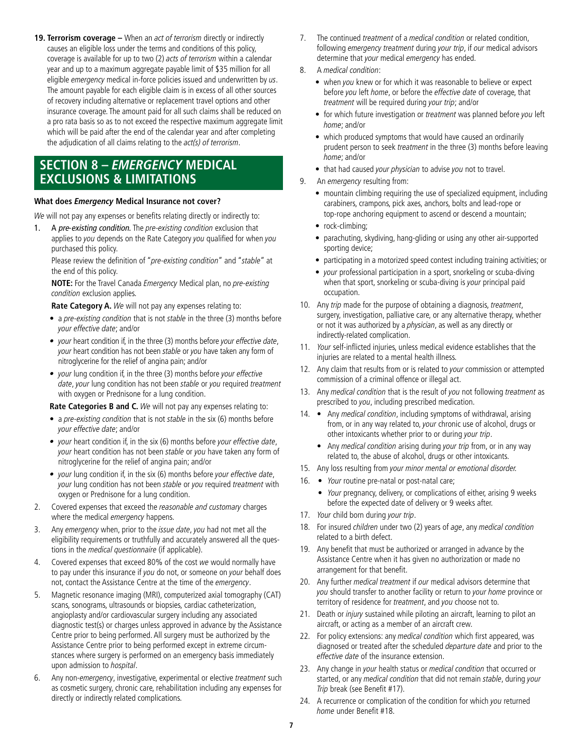**19. Terrorism coverage –** When an *act of terrorism* directly or indirectly causes an eligible loss under the terms and conditions of this policy, coverage is available for up to two (2) *acts of terrorism* within a calendar year and up to a maximum aggregate payable limit of $35 million for all eligible *emergency* medical in-force policies issued and underwritten by *us*. The amount payable for each eligible claim is in excess of all other sources of recovery including alternative or replacement travel options and other insurance coverage. The amount paid for all such claims shall be reduced on a pro rata basis so as to not exceed the respective maximum aggregate limit which will be paid after the end of the calendar year and after completing the adjudication of all claims relating to the *act(s) of terrorism*.

## SECTION 8 – *EMERGENCY* MEDICAL EXCLUSIONS & LIMITATIONS

**What does *Emergency* Medical Insurance not cover?**

*We* will not pay any expenses or benefits relating directly or indirectly to:

1. A *pre-existing condition*. The *pre-existing condition* exclusion that applies to *you* depends on the Rate Category *you* qualified for when *you* purchased this policy.

   Please review the definition of "*pre-existing condition*" and "*stable*" at the end of this policy.

   **NOTE:** For the Travel Canada *Emergency* Medical plan, no *pre-existing condition* exclusion applies.

   **Rate Category A.** *We* will not pay any expenses relating to:

   - a *pre-existing condition* that is not *stable* in the three (3) months before *your effective date*; and/or
   - *your* heart condition if, in the three (3) months before *your effective date*, *your* heart condition has not been *stable* or *you* have taken any form of nitroglycerine for the relief of angina pain; and/or
   - *your* lung condition if, in the three (3) months before *your effective date*, *your* lung condition has not been *stable* or *you* required *treatment* with oxygen or Prednisone for a lung condition.

   **Rate Categories B and C.** *We* will not pay any expenses relating to:

   - a *pre-existing condition* that is not *stable* in the six (6) months before *your effective date*; and/or
   - *your* heart condition if, in the six (6) months before *your effective date*, *your* heart condition has not been *stable* or *you* have taken any form of nitroglycerine for the relief of angina pain; and/or
   - *your* lung condition if, in the six (6) months before *your effective date*, *your* lung condition has not been *stable* or *you* required *treatment* with oxygen or Prednisone for a lung condition.
2. Covered expenses that exceed the *reasonable and customary* charges where the medical *emergency* happens.
3. Any *emergency* when, prior to the *issue date*, *you* had not met all the eligibility requirements or truthfully and accurately answered all the questions in the *medical questionnaire* (if applicable).
4. Covered expenses that exceed 80% of the cost *we* would normally have to pay under this insurance if *you* do not, or someone on *your* behalf does not, contact the Assistance Centre at the time of the *emergency*.
5. Magnetic resonance imaging (MRI), computerized axial tomography (CAT) scans, sonograms, ultrasounds or biopsies, cardiac catheterization, angioplasty and/or cardiovascular surgery including any associated diagnostic test(s) or charges unless approved in advance by the Assistance Centre prior to being performed. All surgery must be authorized by the Assistance Centre prior to being performed except in extreme circumstances where surgery is performed on an emergency basis immediately upon admission to *hospital*.
6. Any non-*emergency*, investigative, experimental or elective *treatment* such as cosmetic surgery, chronic care, rehabilitation including any expenses for directly or indirectly related complications.
7. The continued *treatment* of a *medical condition* or related condition, following *emergency treatment* during *your trip*, if *our* medical advisors determine that *your* medical *emergency* has ended.
8. A *medical condition*:
   - when *you* knew or for which it was reasonable to believe or expect before *you* left *home*, or before the *effective date* of coverage, that *treatment* will be required during *your trip*; and/or
   - for which future investigation or *treatment* was planned before *you* left *home*; and/or
   - which produced symptoms that would have caused an ordinarily prudent person to seek *treatment* in the three (3) months before leaving *home*; and/or
   - that had caused *your physician* to advise *you* not to travel.
9. An *emergency* resulting from:
   - mountain climbing requiring the use of specialized equipment, including carabiners, crampons, pick axes, anchors, bolts and lead-rope or top-rope anchoring equipment to ascend or descend a mountain;
   - rock-climbing;
   - parachuting, skydiving, hang-gliding or using any other air-supported sporting device;
   - participating in a motorized speed contest including training activities; or
   - *your* professional participation in a sport, snorkeling or scuba-diving when that sport, snorkeling or scuba-diving is *your* principal paid occupation.
10. Any *trip* made for the purpose of obtaining a diagnosis, *treatment*, surgery, investigation, palliative care, or any alternative therapy, whether or not it was authorized by a *physician*, as well as any directly or indirectly-related complication.
11. *Your* self-inflicted injuries, unless medical evidence establishes that the injuries are related to a mental health illness.
12. Any claim that results from or is related to *your* commission or attempted commission of a criminal offence or illegal act.
13. Any *medical condition* that is the result of *you* not following *treatment* as prescribed to *you*, including prescribed medication.
14. 
   - Any *medical condition*, including symptoms of withdrawal, arising from, or in any way related to, *your* chronic use of alcohol, drugs or other intoxicants whether prior to or during *your trip*.
   - Any *medical condition* arising during *your trip* from, or in any way related to, the abuse of alcohol, drugs or other intoxicants.
15. Any loss resulting from *your minor mental or emotional disorder.*
16. 
   - *Your* routine pre-natal or post-natal care;
   - *Your* pregnancy, delivery, or complications of either, arising 9 weeks before the expected date of delivery or 9 weeks after.
17. *Your* child born during *your trip*.
18. For insured *children* under two (2) years of *age*, any *medical condition* related to a birth defect.
19. Any benefit that must be authorized or arranged in advance by the Assistance Centre when it has given no authorization or made no arrangement for that benefit.
20. Any further *medical treatment* if *our* medical advisors determine that *you* should transfer to another facility or return to *your home* province or territory of residence for *treatment*, and *you* choose not to.
21. Death or *injury* sustained while piloting an aircraft, learning to pilot an aircraft, or acting as a member of an aircraft crew.
22. For policy extensions: any *medical condition* which first appeared, was diagnosed or treated after the scheduled *departure date* and prior to the *effective date* of the insurance extension.
23. Any change in *your* health status or *medical condition* that occurred or started, or any *medical condition* that did not remain *stable*, during *your Trip* break (see Benefit #17).
24. A recurrence or complication of the condition for which *you* returned *home* under Benefit #18.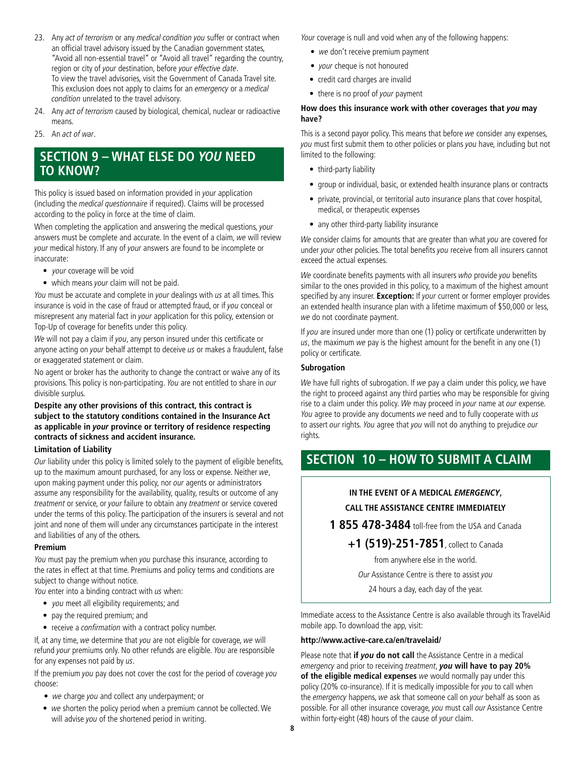23. Any *act of terrorism* or any *medical condition you* suffer or contract when an official travel advisory issued by the Canadian government states, "Avoid all non-essential travel" or "Avoid all travel" regarding the country, region or city of *your* destination, before *your effective date*.
    To view the travel advisories, visit the Government of Canada Travel site. This exclusion does not apply to claims for an *emergency* or a *medical condition* unrelated to the travel advisory.
24. Any *act of terrorism* caused by biological, chemical, nuclear or radioactive means.
25. An *act of war*.

## SECTION 9 – WHAT ELSE DO *YOU* NEED TO KNOW?

This policy is issued based on information provided in *your* application (including the *medical questionnaire* if required). Claims will be processed according to the policy in force at the time of claim.

When completing the application and answering the medical questions, *your* answers must be complete and accurate. In the event of a claim, *we* will review *your* medical history. If any of *your* answers are found to be incomplete or inaccurate:

- *your* coverage will be void
- which means *your* claim will not be paid.

*You* must be accurate and complete in *your* dealings with *us* at all times. This insurance is void in the case of fraud or attempted fraud, or if *you* conceal or misrepresent any material fact in *your* application for this policy, extension or Top-Up of coverage for benefits under this policy.

*We* will not pay a claim if *you*, any person insured under this certificate or anyone acting on *your* behalf attempt to deceive *us* or makes a fraudulent, false or exaggerated statement or claim.

No agent or broker has the authority to change the contract or waive any of its provisions. This policy is non-participating. *You* are not entitled to share in *our* divisible surplus.

**Despite any other provisions of this contract, this contract is subject to the statutory conditions contained in the Insurance Act as applicable in *your* province or territory of residence respecting contracts of sickness and accident insurance.**

### Limitation of Liability

*Our* liability under this policy is limited solely to the payment of eligible benefits, up to the maximum amount purchased, for any loss or expense. Neither *we*, upon making payment under this policy, nor *our* agents or administrators assume any responsibility for the availability, quality, results or outcome of any *treatment* or service, or *your* failure to obtain any *treatment* or service covered under the terms of this policy. The participation of the insurers is several and not joint and none of them will under any circumstances participate in the interest and liabilities of any of the others.

### Premium

*You* must pay the premium when *you* purchase this insurance, according to the rates in effect at that time. Premiums and policy terms and conditions are subject to change without notice.

*You* enter into a binding contract with *us* when:

- *you* meet all eligibility requirements; and
- pay the required premium; and
- receive a *confirmation* with a contract policy number.

If, at any time, *we* determine that *you* are not eligible for coverage, *we* will refund *your* premiums only. No other refunds are eligible. *You* are responsible for any expenses not paid by *us*.

If the premium *you* pay does not cover the cost for the period of coverage *you* choose:

- *we* charge *you* and collect any underpayment; or
- *we* shorten the policy period when a premium cannot be collected. We will advise *you* of the shortened period in writing.

*Your* coverage is null and void when any of the following happens:

- *we* don't receive premium payment
- *your* cheque is not honoured
- credit card charges are invalid
- there is no proof of *your* payment

### How does this insurance work with other coverages that *you* may have?

This is a second payor policy. This means that before *we* consider any expenses, *you* must first submit them to other policies or plans *you* have, including but not limited to the following:

- third-party liability
- group or individual, basic, or extended health insurance plans or contracts
- private, provincial, or territorial auto insurance plans that cover hospital, medical, or therapeutic expenses
- any other third-party liability insurance

*We* consider claims for amounts that are greater than what *you* are covered for under *your* other policies. The total benefits *you* receive from all insurers cannot exceed the actual expenses.

*We* coordinate benefits payments with all insurers *who* provide *you* benefits similar to the ones provided in this policy, to a maximum of the highest amount specified by any insurer. **Exception:** If *your* current or former employer provides an extended health insurance plan with a lifetime maximum of $50,000 or less, *we* do not coordinate payment.

If *you* are insured under more than one (1) policy or certificate underwritten by *us*, the maximum *we* pay is the highest amount for the benefit in any one (1) policy or certificate.

### Subrogation

*We* have full rights of subrogation. If *we* pay a claim under this policy, *we* have the right to proceed against any third parties who may be responsible for giving rise to a claim under this policy. *We* may proceed in *your* name at *our* expense. *You* agree to provide any documents *we* need and to fully cooperate with *us* to assert *our* rights. *You* agree that *you* will not do anything to prejudice *our* rights.

## SECTION 10 – HOW TO SUBMIT A CLAIM

**IN THE EVENT OF A MEDICAL *EMERGENCY*,**

**CALL THE ASSISTANCE CENTRE IMMEDIATELY**

**1 855 478-3484** toll-free from the USA and Canada

**+1 (519)-251-7851**, collect to Canada

from anywhere else in the world.

*Our* Assistance Centre is there to assist *you*

24 hours a day, each day of the year.

Immediate access to the Assistance Centre is also available through its TravelAid mobile app. To download the app, visit:

**http://www.active-care.ca/en/travelaid/**

Please note that **if *you* do not call** the Assistance Centre in a medical *emergency* and prior to receiving *treatment*, ***you* will have to pay 20% of the eligible medical expenses** *we* would normally pay under this policy (20% co-insurance). If it is medically impossible for *you* to call when the *emergency* happens, *we* ask that someone call on *your* behalf as soon as possible. For all other insurance coverage, *you* must call *our* Assistance Centre within forty-eight (48) hours of the cause of *your* claim.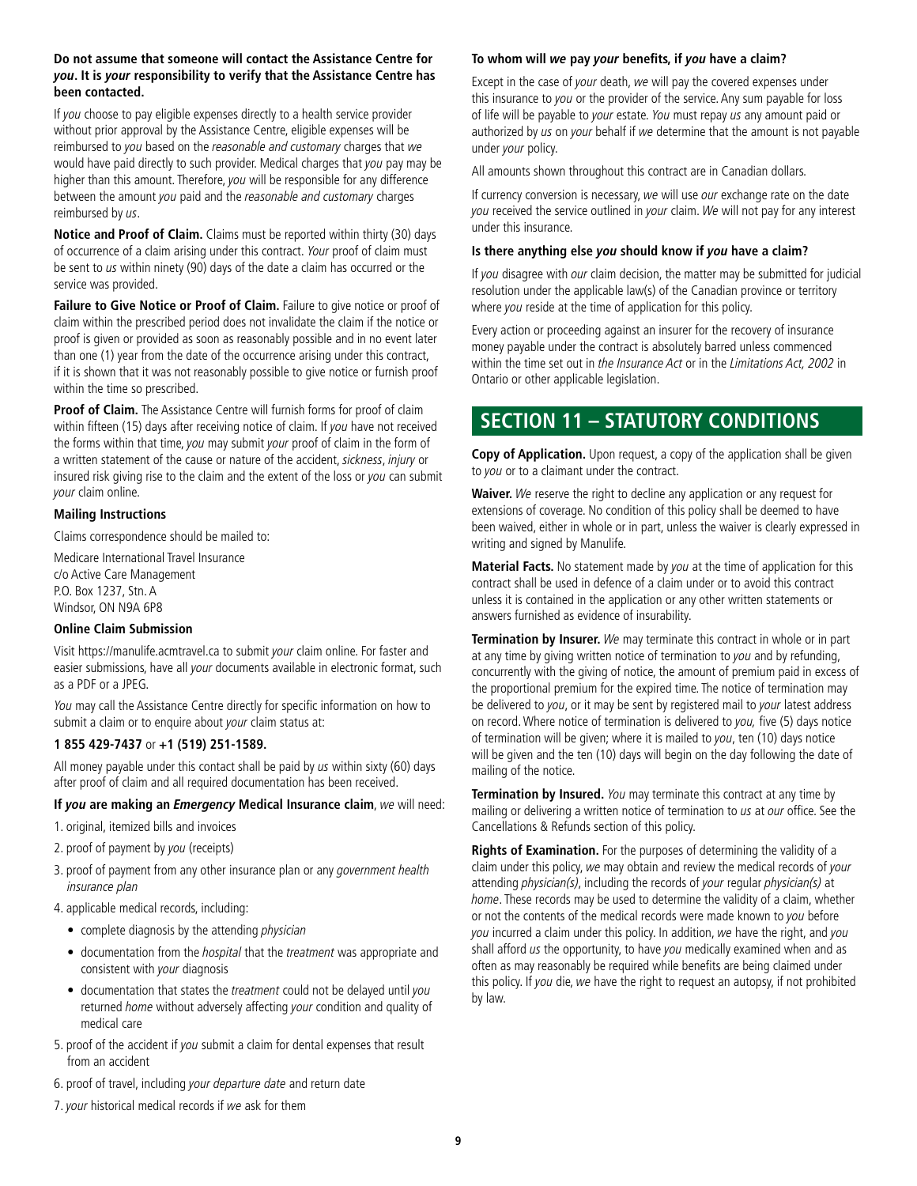**Do not assume that someone will contact the Assistance Centre for *you*. It is *your* responsibility to verify that the Assistance Centre has been contacted.**

If *you* choose to pay eligible expenses directly to a health service provider without prior approval by the Assistance Centre, eligible expenses will be reimbursed to *you* based on the *reasonable and customary* charges that *we* would have paid directly to such provider. Medical charges that *you* pay may be higher than this amount. Therefore, *you* will be responsible for any difference between the amount *you* paid and the *reasonable and customary* charges reimbursed by *us*.

**Notice and Proof of Claim.** Claims must be reported within thirty (30) days of occurrence of a claim arising under this contract. *Your* proof of claim must be sent to *us* within ninety (90) days of the date a claim has occurred or the service was provided.

**Failure to Give Notice or Proof of Claim.** Failure to give notice or proof of claim within the prescribed period does not invalidate the claim if the notice or proof is given or provided as soon as reasonably possible and in no event later than one (1) year from the date of the occurrence arising under this contract, if it is shown that it was not reasonably possible to give notice or furnish proof within the time so prescribed.

**Proof of Claim.** The Assistance Centre will furnish forms for proof of claim within fifteen (15) days after receiving notice of claim. If *you* have not received the forms within that time, *you* may submit *your* proof of claim in the form of a written statement of the cause or nature of the accident, *sickness*, *injury* or insured risk giving rise to the claim and the extent of the loss or *you* can submit *your* claim online.

**Mailing Instructions**

Claims correspondence should be mailed to:

Medicare International Travel Insurance
c/o Active Care Management
P.O. Box 1237, Stn. A
Windsor, ON N9A 6P8

**Online Claim Submission**

Visit https://manulife.acmtravel.ca to submit *your* claim online. For faster and easier submissions, have all *your* documents available in electronic format, such as a PDF or a JPEG.

*You* may call the Assistance Centre directly for specific information on how to submit a claim or to enquire about *your* claim status at:

**1 855 429-7437** or **+1 (519) 251-1589.**

All money payable under this contact shall be paid by *us* within sixty (60) days after proof of claim and all required documentation has been received.

**If *you* are making an *Emergency* Medical Insurance claim**, *we* will need:

1. original, itemized bills and invoices
2. proof of payment by *you* (receipts)
3. proof of payment from any other insurance plan or any *government health insurance plan*
4. applicable medical records, including:
   - complete diagnosis by the attending *physician*
   - documentation from the *hospital* that the *treatment* was appropriate and consistent with *your* diagnosis
   - documentation that states the *treatment* could not be delayed until *you* returned *home* without adversely affecting *your* condition and quality of medical care
5. proof of the accident if *you* submit a claim for dental expenses that result from an accident
6. proof of travel, including *your departure date* and return date
7. *your* historical medical records if *we* ask for them

**To whom will *we* pay *your* benefits, if *you* have a claim?**

Except in the case of *your* death, *we* will pay the covered expenses under this insurance to *you* or the provider of the service. Any sum payable for loss of life will be payable to *your* estate. *You* must repay *us* any amount paid or authorized by *us* on *your* behalf if *we* determine that the amount is not payable under *your* policy.

All amounts shown throughout this contract are in Canadian dollars.

If currency conversion is necessary, *we* will use *our* exchange rate on the date *you* received the service outlined in *your* claim. *We* will not pay for any interest under this insurance.

**Is there anything else *you* should know if *you* have a claim?**

If *you* disagree with *our* claim decision, the matter may be submitted for judicial resolution under the applicable law(s) of the Canadian province or territory where *you* reside at the time of application for this policy.

Every action or proceeding against an insurer for the recovery of insurance money payable under the contract is absolutely barred unless commenced within the time set out in *the Insurance Act* or in the *Limitations Act, 2002* in Ontario or other applicable legislation.

## SECTION 11 – STATUTORY CONDITIONS

**Copy of Application.** Upon request, a copy of the application shall be given to *you* or to a claimant under the contract.

**Waiver.** *We* reserve the right to decline any application or any request for extensions of coverage. No condition of this policy shall be deemed to have been waived, either in whole or in part, unless the waiver is clearly expressed in writing and signed by Manulife.

**Material Facts.** No statement made by *you* at the time of application for this contract shall be used in defence of a claim under or to avoid this contract unless it is contained in the application or any other written statements or answers furnished as evidence of insurability.

**Termination by Insurer.** *We* may terminate this contract in whole or in part at any time by giving written notice of termination to *you* and by refunding, concurrently with the giving of notice, the amount of premium paid in excess of the proportional premium for the expired time. The notice of termination may be delivered to *you*, or it may be sent by registered mail to *your* latest address on record. Where notice of termination is delivered to *you,* five (5) days notice of termination will be given; where it is mailed to *you*, ten (10) days notice will be given and the ten (10) days will begin on the day following the date of mailing of the notice.

**Termination by Insured.** *You* may terminate this contract at any time by mailing or delivering a written notice of termination to *us* at *our* office. See the Cancellations & Refunds section of this policy.

**Rights of Examination.** For the purposes of determining the validity of a claim under this policy, *we* may obtain and review the medical records of *your* attending *physician(s)*, including the records of *your* regular *physician(s)* at *home*. These records may be used to determine the validity of a claim, whether or not the contents of the medical records were made known to *you* before *you* incurred a claim under this policy. In addition, *we* have the right, and *you* shall afford *us* the opportunity, to have *you* medically examined when and as often as may reasonably be required while benefits are being claimed under this policy. If *you* die, *we* have the right to request an autopsy, if not prohibited by law.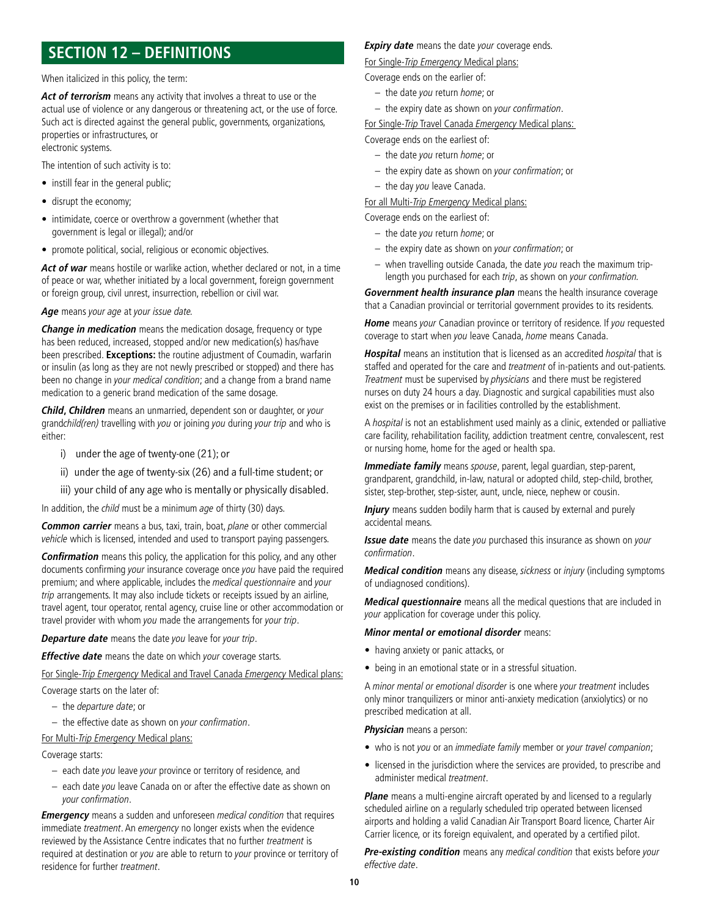## SECTION 12 – DEFINITIONS

When italicized in this policy, the term:

***Act of terrorism*** means any activity that involves a threat to use or the actual use of violence or any dangerous or threatening act, or the use of force. Such act is directed against the general public, governments, organizations, properties or infrastructures, or
electronic systems.

The intention of such activity is to:

- instill fear in the general public;
- disrupt the economy;
- intimidate, coerce or overthrow a government (whether that government is legal or illegal); and/or
- promote political, social, religious or economic objectives.

***Act of war*** means hostile or warlike action, whether declared or not, in a time of peace or war, whether initiated by a local government, foreign government or foreign group, civil unrest, insurrection, rebellion or civil war.

***Age*** means *your age* at *your issue date*.

***Change in medication*** means the medication dosage, frequency or type has been reduced, increased, stopped and/or new medication(s) has/have been prescribed. **Exceptions:** the routine adjustment of Coumadin, warfarin or insulin (as long as they are not newly prescribed or stopped) and there has been no change in *your medical condition*; and a change from a brand name medication to a generic brand medication of the same dosage.

***Child*, *Children*** means an unmarried, dependent son or daughter, or *your* grand*child(ren)* travelling with *you* or joining *you* during *your trip* and who is either:

i) under the age of twenty-one (21); or

ii) under the age of twenty-six (26) and a full-time student; or

iii) your child of any age who is mentally or physically disabled.

In addition, the *child* must be a minimum *age* of thirty (30) days.

***Common carrier*** means a bus, taxi, train, boat, *plane* or other commercial *vehicle* which is licensed, intended and used to transport paying passengers.

***Confirmation*** means this policy, the application for this policy, and any other documents confirming *your* insurance coverage once *you* have paid the required premium; and where applicable, includes the *medical questionnaire* and *your trip* arrangements. It may also include tickets or receipts issued by an airline, travel agent, tour operator, rental agency, cruise line or other accommodation or travel provider with whom *you* made the arrangements for *your trip*.

***Departure date*** means the date *you* leave for *your trip*.

***Effective date*** means the date on which *your* coverage starts.

For Single-*Trip Emergency* Medical and Travel Canada *Emergency* Medical plans:

Coverage starts on the later of:

- the *departure date*; or
- the effective date as shown on *your confirmation*.

For Multi-*Trip Emergency* Medical plans:

Coverage starts:

- each date *you* leave *your* province or territory of residence, and
- each date *you* leave Canada on or after the effective date as shown on *your confirmation*.

***Emergency*** means a sudden and unforeseen *medical condition* that requires immediate *treatment*. An *emergency* no longer exists when the evidence reviewed by the Assistance Centre indicates that no further *treatment* is required at destination or *you* are able to return to *your* province or territory of residence for further *treatment*.

***Expiry date*** means the date *your* coverage ends.

For Single-*Trip Emergency* Medical plans:

Coverage ends on the earlier of:

- the date *you* return *home*; or
- the expiry date as shown on *your confirmation*.

For Single-*Trip* Travel Canada *Emergency* Medical plans:

Coverage ends on the earliest of:

- the date *you* return *home*; or
- the expiry date as shown on *your confirmation*; or
- the day *you* leave Canada.

For all Multi-*Trip Emergency* Medical plans:

Coverage ends on the earliest of:

- the date *you* return *home*; or
- the expiry date as shown on *your confirmation*; or
- when travelling outside Canada, the date *you* reach the maximum trip-length you purchased for each *trip*, as shown on *your confirmation.*

***Government health insurance plan*** means the health insurance coverage that a Canadian provincial or territorial government provides to its residents.

***Home*** means *your* Canadian province or territory of residence. If *you* requested coverage to start when *you* leave Canada, *home* means Canada.

***Hospital*** means an institution that is licensed as an accredited *hospital* that is staffed and operated for the care and *treatment* of in-patients and out-patients. *Treatment* must be supervised by *physicians* and there must be registered nurses on duty 24 hours a day. Diagnostic and surgical capabilities must also exist on the premises or in facilities controlled by the establishment.

A *hospital* is not an establishment used mainly as a clinic, extended or palliative care facility, rehabilitation facility, addiction treatment centre, convalescent, rest or nursing home, home for the aged or health spa.

***Immediate family*** means *spouse*, parent, legal guardian, step-parent, grandparent, grandchild, in-law, natural or adopted child, step-child, brother, sister, step-brother, step-sister, aunt, uncle, niece, nephew or cousin.

***Injury*** means sudden bodily harm that is caused by external and purely accidental means.

***Issue date*** means the date *you* purchased this insurance as shown on *your confirmation*.

***Medical condition*** means any disease, *sickness* or *injury* (including symptoms of undiagnosed conditions).

***Medical questionnaire*** means all the medical questions that are included in *your* application for coverage under this policy.

***Minor mental or emotional disorder*** means:

- having anxiety or panic attacks, or
- being in an emotional state or in a stressful situation.

A *minor mental or emotional disorder* is one where *your treatment* includes only minor tranquilizers or minor anti-anxiety medication (anxiolytics) or no prescribed medication at all.

***Physician*** means a person:

- who is not *you* or an *immediate family* member or *your travel companion*;
- licensed in the jurisdiction where the services are provided, to prescribe and administer medical *treatment*.

***Plane*** means a multi-engine aircraft operated by and licensed to a regularly scheduled airline on a regularly scheduled trip operated between licensed airports and holding a valid Canadian Air Transport Board licence, Charter Air Carrier licence, or its foreign equivalent, and operated by a certified pilot.

***Pre-existing condition*** means any *medical condition* that exists before *your effective date*.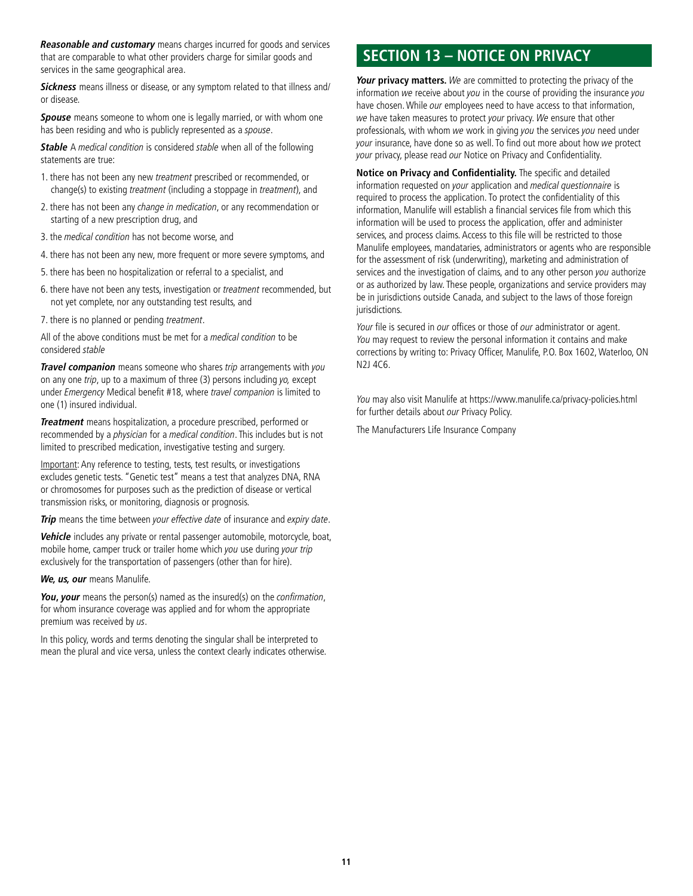***Reasonable and customary*** means charges incurred for goods and services that are comparable to what other providers charge for similar goods and services in the same geographical area.

***Sickness*** means illness or disease, or any symptom related to that illness and/or disease.

***Spouse*** means someone to whom one is legally married, or with whom one has been residing and who is publicly represented as a *spouse*.

***Stable*** A *medical condition* is considered *stable* when all of the following statements are true:

1. there has not been any new *treatment* prescribed or recommended, or change(s) to existing *treatment* (including a stoppage in *treatment*), and
2. there has not been any *change in medication*, or any recommendation or starting of a new prescription drug, and
3. the *medical condition* has not become worse, and
4. there has not been any new, more frequent or more severe symptoms, and
5. there has been no hospitalization or referral to a specialist, and
6. there have not been any tests, investigation or *treatment* recommended, but not yet complete, nor any outstanding test results, and
7. there is no planned or pending *treatment*.

All of the above conditions must be met for a *medical condition* to be considered *stable*

***Travel companion*** means someone who shares *trip* arrangements with *you* on any one *trip*, up to a maximum of three (3) persons including *yo,* except under *Emergency* Medical benefit #18, where *travel companion* is limited to one (1) insured individual.

***Treatment*** means hospitalization, a procedure prescribed, performed or recommended by a *physician* for a *medical condition*. This includes but is not limited to prescribed medication, investigative testing and surgery.

Important: Any reference to testing, tests, test results, or investigations excludes genetic tests. "Genetic test" means a test that analyzes DNA, RNA or chromosomes for purposes such as the prediction of disease or vertical transmission risks, or monitoring, diagnosis or prognosis.

***Trip*** means the time between *your effective date* of insurance and *expiry date*.

***Vehicle*** includes any private or rental passenger automobile, motorcycle, boat, mobile home, camper truck or trailer home which *you* use during *your trip* exclusively for the transportation of passengers (other than for hire).

***We, us, our*** means Manulife.

***You, your*** means the person(s) named as the insured(s) on the *confirmation*, for whom insurance coverage was applied and for whom the appropriate premium was received by *us*.

In this policy, words and terms denoting the singular shall be interpreted to mean the plural and vice versa, unless the context clearly indicates otherwise.

## SECTION 13 – NOTICE ON PRIVACY

***Your* privacy matters.** *We* are committed to protecting the privacy of the information *we* receive about *you* in the course of providing the insurance *you* have chosen. While *our* employees need to have access to that information, *we* have taken measures to protect *your* privacy. *We* ensure that other professionals, with whom *we* work in giving *you* the services *you* need under *your* insurance, have done so as well. To find out more about how *we* protect *your* privacy, please read *our* Notice on Privacy and Confidentiality.

**Notice on Privacy and Confidentiality.** The specific and detailed information requested on *your* application and *medical questionnaire* is required to process the application. To protect the confidentiality of this information, Manulife will establish a financial services file from which this information will be used to process the application, offer and administer services, and process claims. Access to this file will be restricted to those Manulife employees, mandataries, administrators or agents who are responsible for the assessment of risk (underwriting), marketing and administration of services and the investigation of claims, and to any other person *you* authorize or as authorized by law. These people, organizations and service providers may be in jurisdictions outside Canada, and subject to the laws of those foreign jurisdictions.

*Your* file is secured in *our* offices or those of *our* administrator or agent. *You* may request to review the personal information it contains and make corrections by writing to: Privacy Officer, Manulife, P.O. Box 1602, Waterloo, ON N2J 4C6.

*You* may also visit Manulife at https://www.manulife.ca/privacy-policies.html for further details about *our* Privacy Policy.

The Manufacturers Life Insurance Company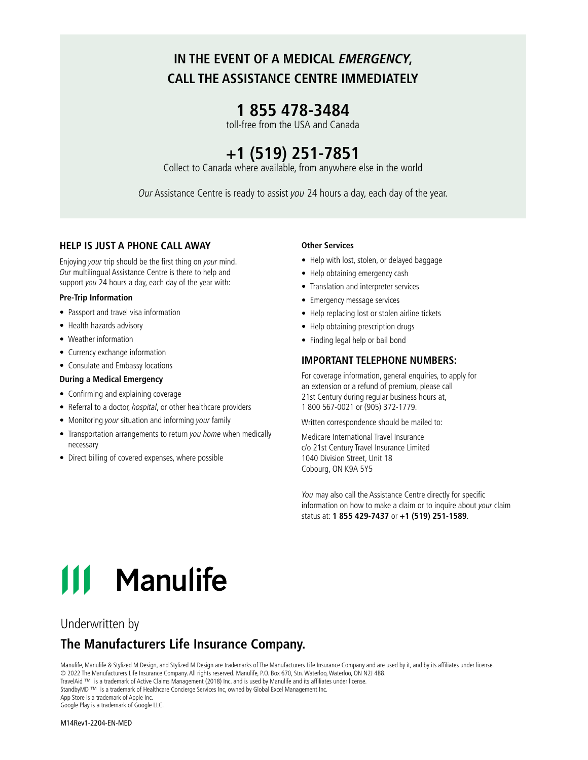## IN THE EVENT OF A MEDICAL *EMERGENCY*, CALL THE ASSISTANCE CENTRE IMMEDIATELY

**1 855 478-3484**

toll-free from the USA and Canada

**+1 (519) 251-7851**

Collect to Canada where available, from anywhere else in the world

*Our* Assistance Centre is ready to assist *you* 24 hours a day, each day of the year.

### HELP IS JUST A PHONE CALL AWAY

Enjoying *your* trip should be the first thing on *your* mind. *Our* multilingual Assistance Centre is there to help and support *you* 24 hours a day, each day of the year with:

**Pre-Trip Information**

- Passport and travel visa information
- Health hazards advisory
- Weather information
- Currency exchange information
- Consulate and Embassy locations

**During a Medical Emergency**

- Confirming and explaining coverage
- Referral to a doctor, *hospital*, or other healthcare providers
- Monitoring *your* situation and informing *your* family
- Transportation arrangements to return *you home* when medically necessary
- Direct billing of covered expenses, where possible

**Other Services**

- Help with lost, stolen, or delayed baggage
- Help obtaining emergency cash
- Translation and interpreter services
- Emergency message services
- Help replacing lost or stolen airline tickets
- Help obtaining prescription drugs
- Finding legal help or bail bond

### IMPORTANT TELEPHONE NUMBERS:

For coverage information, general enquiries, to apply for an extension or a refund of premium, please call 21st Century during regular business hours at, 1 800 567-0021 or (905) 372-1779.

Written correspondence should be mailed to:

Medicare International Travel Insurance  
c/o 21st Century Travel Insurance Limited  
1040 Division Street, Unit 18  
Cobourg, ON K9A 5Y5

*You* may also call the Assistance Centre directly for specific information on how to make a claim or to inquire about *your* claim status at: **1 855 429-7437** or **+1 (519) 251-1589**.

Manulife

Underwritten by

**The Manufacturers Life Insurance Company.**

Manulife, Manulife & Stylized M Design, and Stylized M Design are trademarks of The Manufacturers Life Insurance Company and are used by it, and by its affiliates under license.  
© 2022 The Manufacturers Life Insurance Company. All rights reserved. Manulife, P.O. Box 670, Stn. Waterloo, Waterloo, ON N2J 4B8.  
TravelAid ™ is a trademark of Active Claims Management (2018) Inc. and is used by Manulife and its affiliates under license.  
StandbyMD ™ is a trademark of Healthcare Concierge Services Inc, owned by Global Excel Management Inc.  
App Store is a trademark of Apple Inc.  
Google Play is a trademark of Google LLC.

M14Rev1-2204-EN-MED